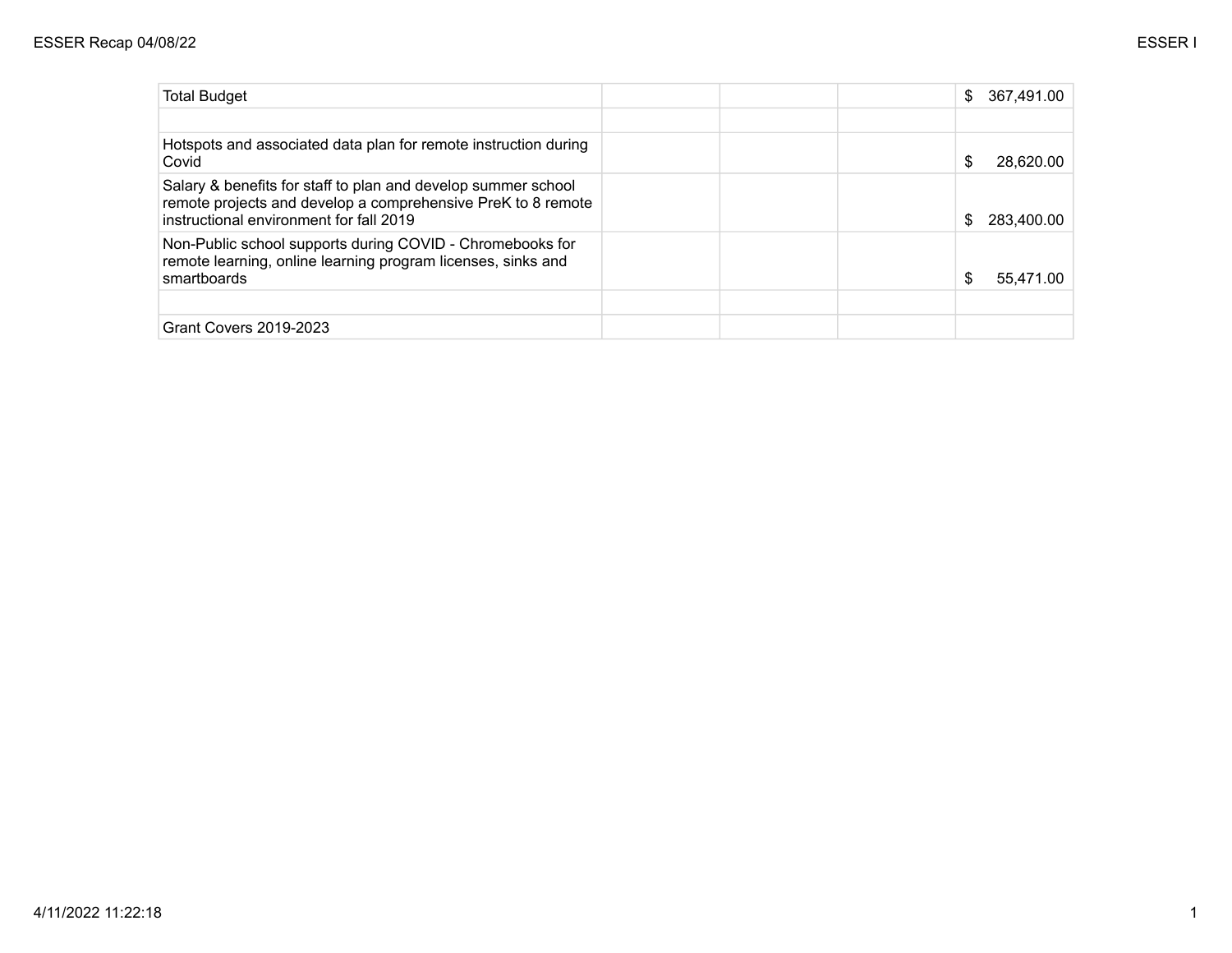| Total Budget | | | | $ 367,491.00 |
|---|---|---|---|---|
| | | | | |
| Hotspots and associated data plan for remote instruction during Covid | | | | $ 28,620.00 |
| Salary & benefits for staff to plan and develop summer school remote projects and develop a comprehensive PreK to 8 remote instructional environment for fall 2019 | | | | $ 283,400.00 |
| Non-Public school supports during COVID - Chromebooks for remote learning, online learning program licenses, sinks and smartboards | | | | $ 55,471.00 |
| | | | | |
| Grant Covers 2019-2023 | | | | |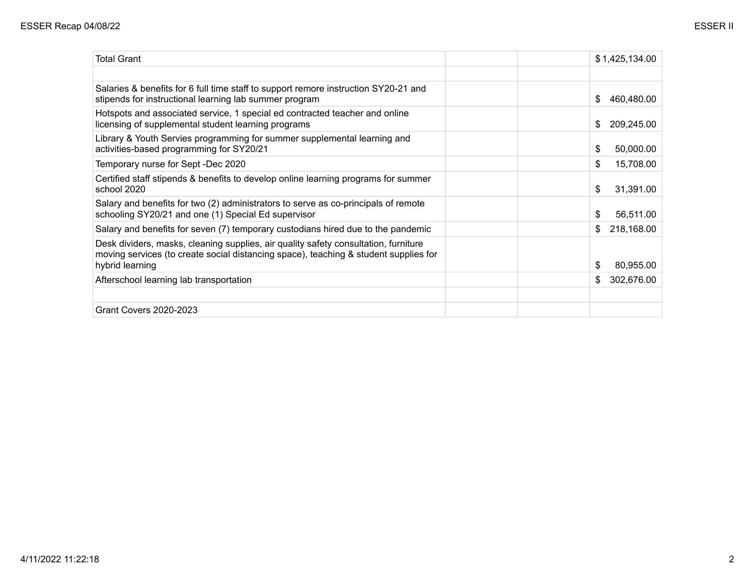| Total Grant | | | $ 1,425,134.00 |
|---|---|---|---|
| | | | |
| Salaries & benefits for 6 full time staff to support remore instruction SY20-21 and stipends for instructional learning lab summer program | | | $ 460,480.00 |
| Hotspots and associated service, 1 special ed contracted teacher and online licensing of supplemental student learning programs | | | $ 209,245.00 |
| Library & Youth Servies programming for summer supplemental learning and activities-based programming for SY20/21 | | | $ 50,000.00 |
| Temporary nurse for Sept -Dec 2020 | | | $ 15,708.00 |
| Certified staff stipends & benefits to develop online learning programs for summer school 2020 | | | $ 31,391.00 |
| Salary and benefits for two (2) administrators to serve as co-principals of remote schooling SY20/21 and one (1) Special Ed supervisor | | | $ 56,511.00 |
| Salary and benefits for seven (7) temporary custodians hired due to the pandemic | | | $ 218,168.00 |
| Desk dividers, masks, cleaning supplies, air quality safety consultation, furniture moving services (to create social distancing space), teaching & student supplies for hybrid learning | | | $ 80,955.00 |
| Afterschool learning lab transportation | | | $ 302,676.00 |
| | | | |
| Grant Covers 2020-2023 | | | |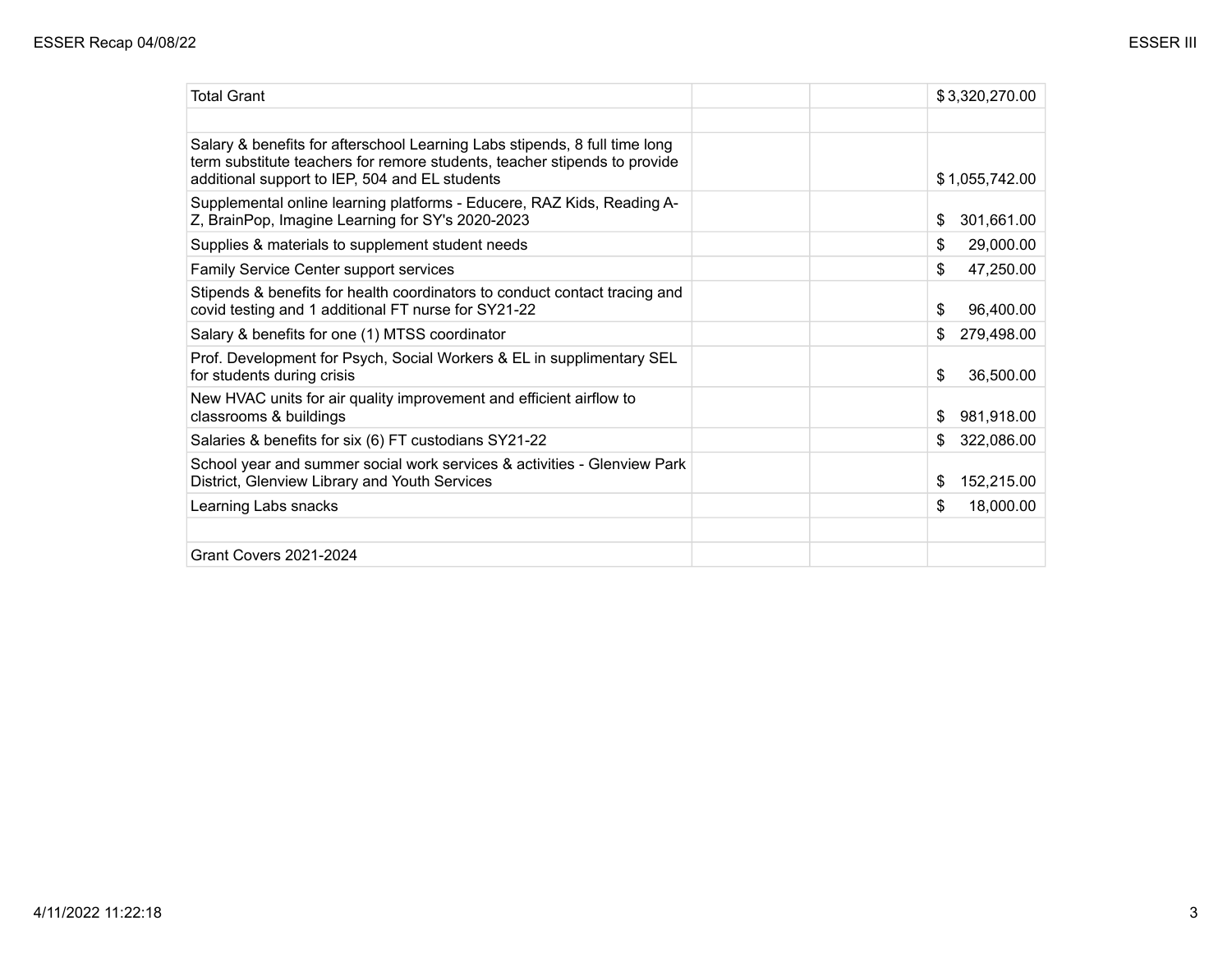| | | | |
|---|---|---|---|
| Total Grant | | | $ 3,320,270.00 |
| | | | |
| Salary & benefits for afterschool Learning Labs stipends, 8 full time long term substitute teachers for remore students, teacher stipends to provide additional support to IEP, 504 and EL students | | | $ 1,055,742.00 |
| Supplemental online learning platforms - Educere, RAZ Kids, Reading A-Z, BrainPop, Imagine Learning for SY's 2020-2023 | | | $ 301,661.00 |
| Supplies & materials to supplement student needs | | | $ 29,000.00 |
| Family Service Center support services | | | $ 47,250.00 |
| Stipends & benefits for health coordinators to conduct contact tracing and covid testing and 1 additional FT nurse for SY21-22 | | | $ 96,400.00 |
| Salary & benefits for one (1) MTSS coordinator | | | $ 279,498.00 |
| Prof. Development for Psych, Social Workers & EL in supplimentary SEL for students during crisis | | | $ 36,500.00 |
| New HVAC units for air quality improvement and efficient airflow to classrooms & buildings | | | $ 981,918.00 |
| Salaries & benefits for six (6) FT custodians SY21-22 | | | $ 322,086.00 |
| School year and summer social work services & activities - Glenview Park District, Glenview Library and Youth Services | | | $ 152,215.00 |
| Learning Labs snacks | | | $ 18,000.00 |
| | | | |
| Grant Covers 2021-2024 | | | |